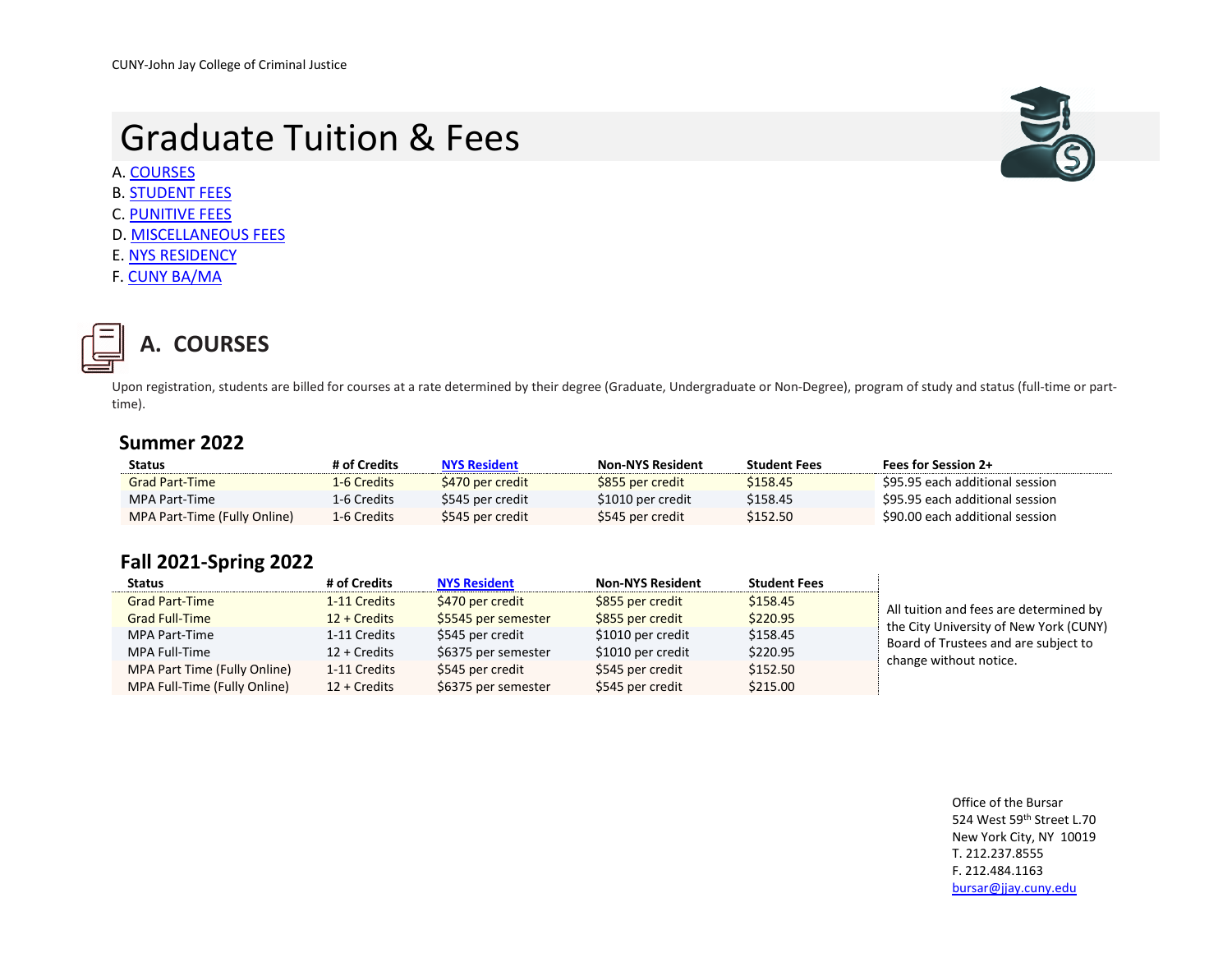CUNY-John Jay College of Criminal Justice

# Graduate Tuition & Fees

A. COURSES
B. STUDENT FEES
C. PUNITIVE FEES
D. MISCELLANEOUS FEES
E. NYS RESIDENCY
F. CUNY BA/MA

## A. COURSES

Upon registration, students are billed for courses at a rate determined by their degree (Graduate, Undergraduate or Non-Degree), program of study and status (full-time or part-time).

### Summer 2022

| Status | # of Credits | NYS Resident | Non-NYS Resident | Student Fees | Fees for Session 2+ |
|---|---|---|---|---|---|
| Grad Part-Time | 1-6 Credits | $470 per credit | $855 per credit | $158.45 | $95.95 each additional session |
| MPA Part-Time | 1-6 Credits | $545 per credit | $1010 per credit | $158.45 | $95.95 each additional session |
| MPA Part-Time (Fully Online) | 1-6 Credits | $545 per credit | $545 per credit | $152.50 | $90.00 each additional session |

### Fall 2021-Spring 2022

| Status | # of Credits | NYS Resident | Non-NYS Resident | Student Fees |
|---|---|---|---|---|
| Grad Part-Time | 1-11 Credits | $470 per credit | $855 per credit | $158.45 |
| Grad Full-Time | 12 + Credits | $5545 per semester | $855 per credit | $220.95 |
| MPA Part-Time | 1-11 Credits | $545 per credit | $1010 per credit | $158.45 |
| MPA Full-Time | 12 + Credits | $6375 per semester | $1010 per credit | $220.95 |
| MPA Part Time (Fully Online) | 1-11 Credits | $545 per credit | $545 per credit | $152.50 |
| MPA Full-Time (Fully Online) | 12 + Credits | $6375 per semester | $545 per credit | $215.00 |

All tuition and fees are determined by the City University of New York (CUNY) Board of Trustees and are subject to change without notice.

Office of the Bursar
524 West 59th Street L.70
New York City, NY 10019
T. 212.237.8555
F. 212.484.1163
bursar@jjay.cuny.edu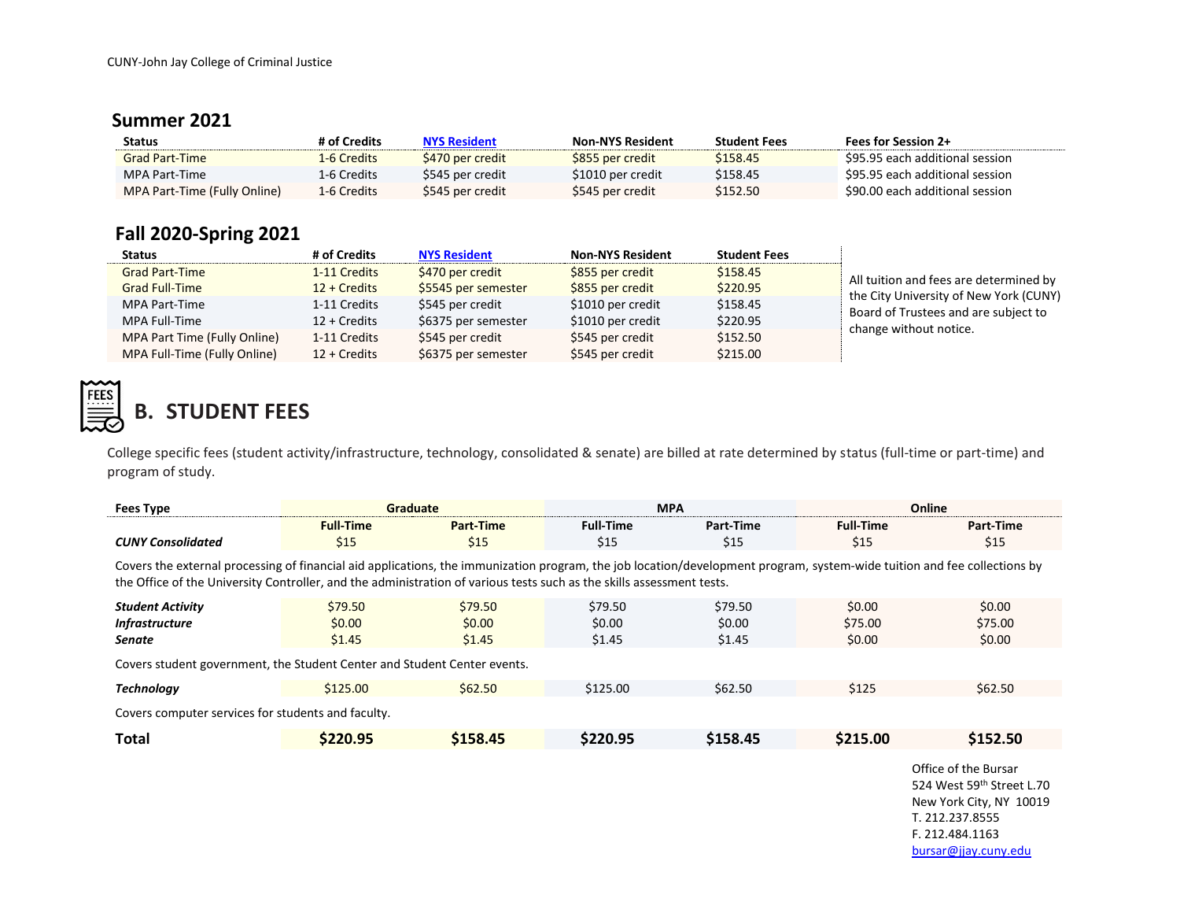## Summer 2021

| Status | # of Credits | NYS Resident | Non-NYS Resident | Student Fees | Fees for Session 2+ |
|---|---|---|---|---|---|
| Grad Part-Time | 1-6 Credits | $470 per credit | $855 per credit | $158.45 | $95.95 each additional session |
| MPA Part-Time | 1-6 Credits | $545 per credit | $1010 per credit | $158.45 | $95.95 each additional session |
| MPA Part-Time (Fully Online) | 1-6 Credits | $545 per credit | $545 per credit | $152.50 | $90.00 each additional session |

## Fall 2020-Spring 2021

| Status | # of Credits | NYS Resident | Non-NYS Resident | Student Fees |
|---|---|---|---|---|
| Grad Part-Time | 1-11 Credits | $470 per credit | $855 per credit | $158.45 |
| Grad Full-Time | 12 + Credits | $5545 per semester | $855 per credit | $220.95 |
| MPA Part-Time | 1-11 Credits | $545 per credit | $1010 per credit | $158.45 |
| MPA Full-Time | 12 + Credits | $6375 per semester | $1010 per credit | $220.95 |
| MPA Part Time (Fully Online) | 1-11 Credits | $545 per credit | $545 per credit | $152.50 |
| MPA Full-Time (Fully Online) | 12 + Credits | $6375 per semester | $545 per credit | $215.00 |

All tuition and fees are determined by the City University of New York (CUNY) Board of Trustees and are subject to change without notice.

# B. STUDENT FEES

College specific fees (student activity/infrastructure, technology, consolidated & senate) are billed at rate determined by status (full-time or part-time) and program of study.

| Fees Type | Graduate | | MPA | | Online | |
|---|---|---|---|---|---|---|
| | Full-Time | Part-Time | Full-Time | Part-Time | Full-Time | Part-Time |
| ***CUNY Consolidated*** | $15 | $15 | $15 | $15 | $15 | $15 |
| Covers the external processing of financial aid applications, the immunization program, the job location/development program, system-wide tuition and fee collections by the Office of the University Controller, and the administration of various tests such as the skills assessment tests. | | | | | | |
| ***Student Activity*** | $79.50 | $79.50 | $79.50 | $79.50 | $0.00 | $0.00 |
| ***Infrastructure*** | $0.00 | $0.00 | $0.00 | $0.00 | $75.00 | $75.00 |
| ***Senate*** | $1.45 | $1.45 | $1.45 | $1.45 | $0.00 | $0.00 |
| Covers student government, the Student Center and Student Center events. | | | | | | |
| ***Technology*** | $125.00 | $62.50 | $125.00 | $62.50 | $125 | $62.50 |
| Covers computer services for students and faculty. | | | | | | |
| **Total** | **$220.95** | **$158.45** | **$220.95** | **$158.45** | **$215.00** | **$152.50** |

Office of the Bursar
524 West 59th Street L.70
New York City, NY 10019
T. 212.237.8555
F. 212.484.1163
bursar@jjay.cuny.edu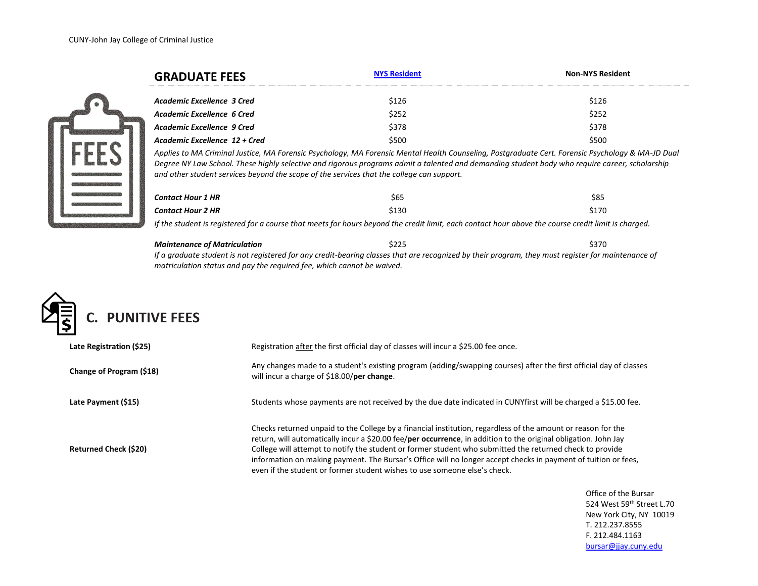## GRADUATE FEES

| | NYS Resident | Non-NYS Resident |
|---|---|---|
| ***Academic Excellence 3 Cred*** | $126 | $126 |
| ***Academic Excellence 6 Cred*** | $252 | $252 |
| ***Academic Excellence 9 Cred*** | $378 | $378 |
| ***Academic Excellence 12 + Cred*** | $500 | $500 |

*Applies to MA Criminal Justice, MA Forensic Psychology, MA Forensic Mental Health Counseling, Postgraduate Cert. Forensic Psychology & MA-JD Dual Degree NY Law School. These highly selective and rigorous programs admit a talented and demanding student body who require career, scholarship and other student services beyond the scope of the services that the college can support.*

| | NYS Resident | Non-NYS Resident |
|---|---|---|
| ***Contact Hour 1 HR*** | $65 | $85 |
| ***Contact Hour 2 HR*** | $130 | $170 |

*If the student is registered for a course that meets for hours beyond the credit limit, each contact hour above the course credit limit is charged.*

| | NYS Resident | Non-NYS Resident |
|---|---|---|
| ***Maintenance of Matriculation*** | $225 | $370 |

*If a graduate student is not registered for any credit-bearing classes that are recognized by their program, they must register for maintenance of matriculation status and pay the required fee, which cannot be waived.*

## C. PUNITIVE FEES

| Fee | Description |
|---|---|
| **Late Registration ($25)** | Registration after the first official day of classes will incur a $25.00 fee once. |
| **Change of Program ($18)** | Any changes made to a student's existing program (adding/swapping courses) after the first official day of classes will incur a charge of $18.00/**per change**. |
| **Late Payment ($15)** | Students whose payments are not received by the due date indicated in CUNYfirst will be charged a $15.00 fee. |
| **Returned Check ($20)** | Checks returned unpaid to the College by a financial institution, regardless of the amount or reason for the return, will automatically incur a $20.00 fee/**per occurrence**, in addition to the original obligation. John Jay College will attempt to notify the student or former student who submitted the returned check to provide information on making payment. The Bursar's Office will no longer accept checks in payment of tuition or fees, even if the student or former student wishes to use someone else's check. |

Office of the Bursar
524 West 59th Street L.70
New York City, NY 10019
T. 212.237.8555
F. 212.484.1163
bursar@jjay.cuny.edu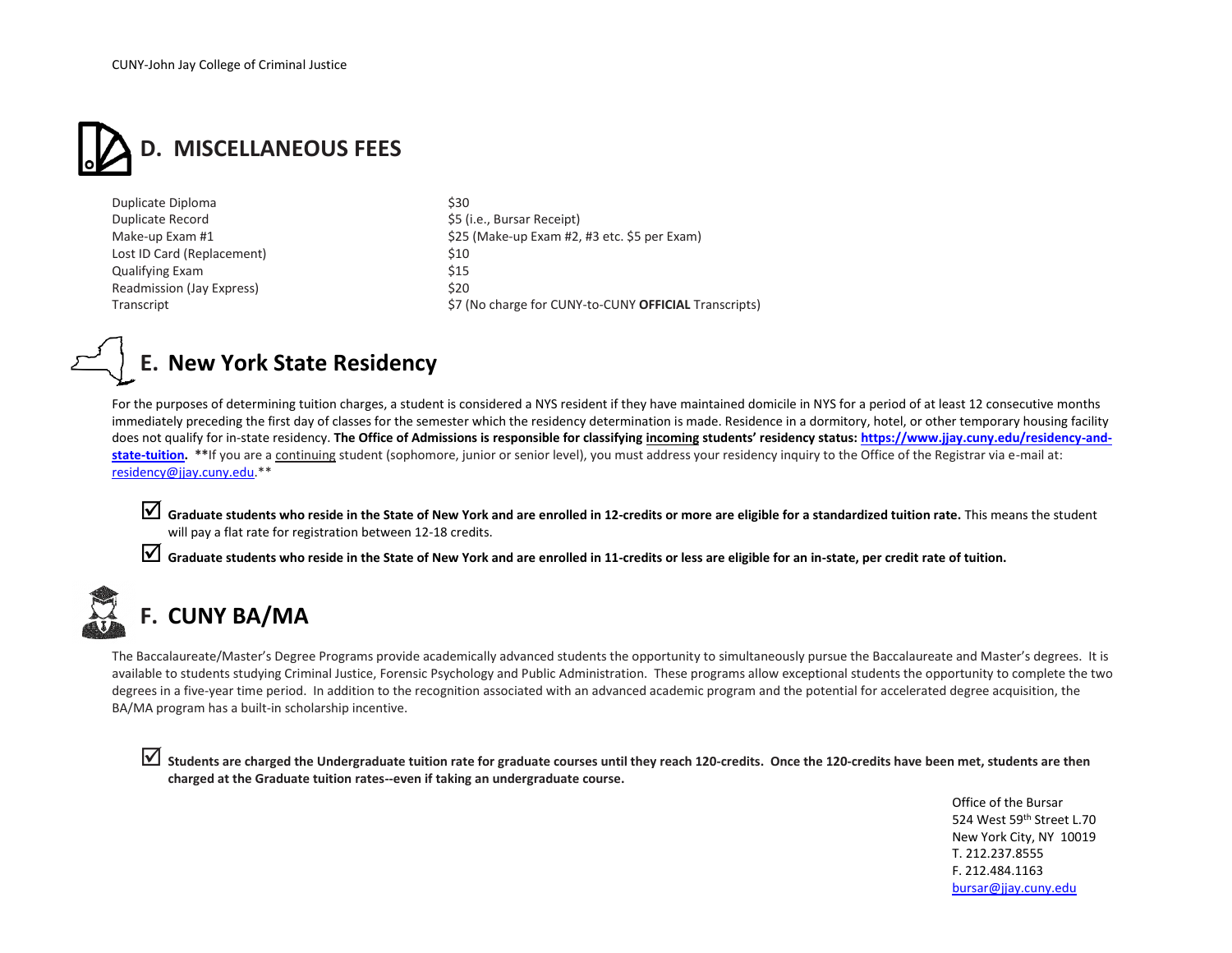## D. MISCELLANEOUS FEES

| | |
|---|---|
| Duplicate Diploma | $30 |
| Duplicate Record | $5 (i.e., Bursar Receipt) |
| Make-up Exam #1 | $25 (Make-up Exam #2, #3 etc. $5 per Exam) |
| Lost ID Card (Replacement) | $10 |
| Qualifying Exam | $15 |
| Readmission (Jay Express) | $20 |
| Transcript | $7 (No charge for CUNY-to-CUNY **OFFICIAL** Transcripts) |

## E. New York State Residency

For the purposes of determining tuition charges, a student is considered a NYS resident if they have maintained domicile in NYS for a period of at least 12 consecutive months immediately preceding the first day of classes for the semester which the residency determination is made. Residence in a dormitory, hotel, or other temporary housing facility does not qualify for in-state residency. **The Office of Admissions is responsible for classifying incoming students' residency status: https://www.jjay.cuny.edu/residency-and-state-tuition.** **If you are a continuing student (sophomore, junior or senior level), you must address your residency inquiry to the Office of the Registrar via e-mail at: residency@jjay.cuny.edu.**

☑ **Graduate students who reside in the State of New York and are enrolled in 12-credits or more are eligible for a standardized tuition rate.** This means the student will pay a flat rate for registration between 12-18 credits.

☑ **Graduate students who reside in the State of New York and are enrolled in 11-credits or less are eligible for an in-state, per credit rate of tuition.**

## F. CUNY BA/MA

The Baccalaureate/Master's Degree Programs provide academically advanced students the opportunity to simultaneously pursue the Baccalaureate and Master's degrees. It is available to students studying Criminal Justice, Forensic Psychology and Public Administration. These programs allow exceptional students the opportunity to complete the two degrees in a five-year time period. In addition to the recognition associated with an advanced academic program and the potential for accelerated degree acquisition, the BA/MA program has a built-in scholarship incentive.

☑ **Students are charged the Undergraduate tuition rate for graduate courses until they reach 120-credits. Once the 120-credits have been met, students are then charged at the Graduate tuition rates--even if taking an undergraduate course.**

Office of the Bursar
524 West 59th Street L.70
New York City, NY 10019
T. 212.237.8555
F. 212.484.1163
bursar@jjay.cuny.edu